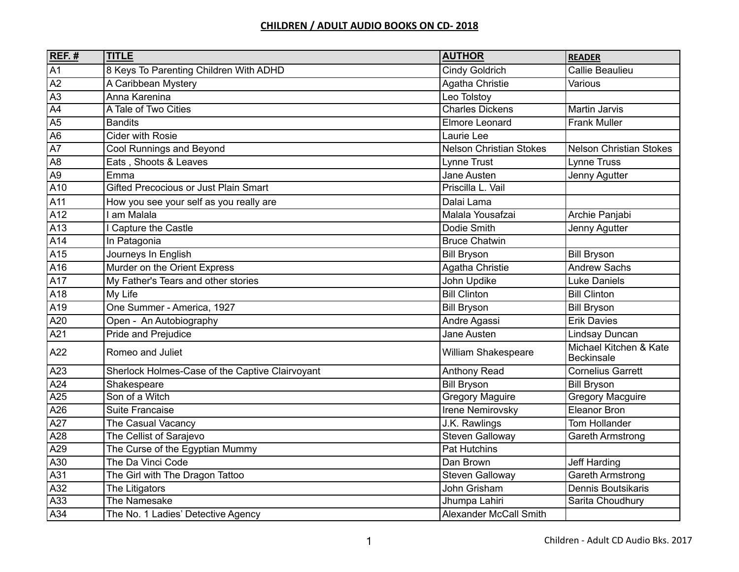# CHILDREN / ADULT AUDIO BOOKS ON CD- 2018

| REF. # | TITLE | AUTHOR | READER |
|---|---|---|---|
| A1 | 8 Keys To Parenting Children With ADHD | Cindy Goldrich | Callie Beaulieu |
| A2 | A Caribbean Mystery | Agatha Christie | Various |
| A3 | Anna Karenina | Leo Tolstoy | |
| A4 | A Tale of Two Cities | Charles Dickens | Martin Jarvis |
| A5 | Bandits | Elmore Leonard | Frank Muller |
| A6 | Cider with Rosie | Laurie Lee | |
| A7 | Cool Runnings and Beyond | Nelson Christian Stokes | Nelson Christian Stokes |
| A8 | Eats , Shoots & Leaves | Lynne Trust | Lynne Truss |
| A9 | Emma | Jane Austen | Jenny Agutter |
| A10 | Gifted Precocious or Just Plain Smart | Priscilla L. Vail | |
| A11 | How you see your self as you really are | Dalai Lama | |
| A12 | I am Malala | Malala Yousafzai | Archie Panjabi |
| A13 | I Capture the Castle | Dodie Smith | Jenny Agutter |
| A14 | In Patagonia | Bruce Chatwin | |
| A15 | Journeys In English | Bill Bryson | Bill Bryson |
| A16 | Murder on the Orient Express | Agatha Christie | Andrew Sachs |
| A17 | My Father's Tears and other stories | John Updike | Luke Daniels |
| A18 | My Life | Bill Clinton | Bill Clinton |
| A19 | One Summer - America, 1927 | Bill Bryson | Bill Bryson |
| A20 | Open - An Autobiography | Andre Agassi | Erik Davies |
| A21 | Pride and Prejudice | Jane Austen | Lindsay Duncan |
| A22 | Romeo and Juliet | William Shakespeare | Michael Kitchen & Kate Beckinsale |
| A23 | Sherlock Holmes-Case of the Captive Clairvoyant | Anthony Read | Cornelius Garrett |
| A24 | Shakespeare | Bill Bryson | Bill Bryson |
| A25 | Son of a Witch | Gregory Maguire | Gregory Macguire |
| A26 | Suite Francaise | Irene Nemirovsky | Eleanor Bron |
| A27 | The Casual Vacancy | J.K. Rawlings | Tom Hollander |
| A28 | The Cellist of Sarajevo | Steven Galloway | Gareth Armstrong |
| A29 | The Curse of the Egyptian Mummy | Pat Hutchins | |
| A30 | The Da Vinci Code | Dan Brown | Jeff Harding |
| A31 | The Girl with The Dragon Tattoo | Steven Galloway | Gareth Armstrong |
| A32 | The Litigators | John Grisham | Dennis Boutsikaris |
| A33 | The Namesake | Jhumpa Lahiri | Sarita Choudhury |
| A34 | The No. 1 Ladies' Detective Agency | Alexander McCall Smith | |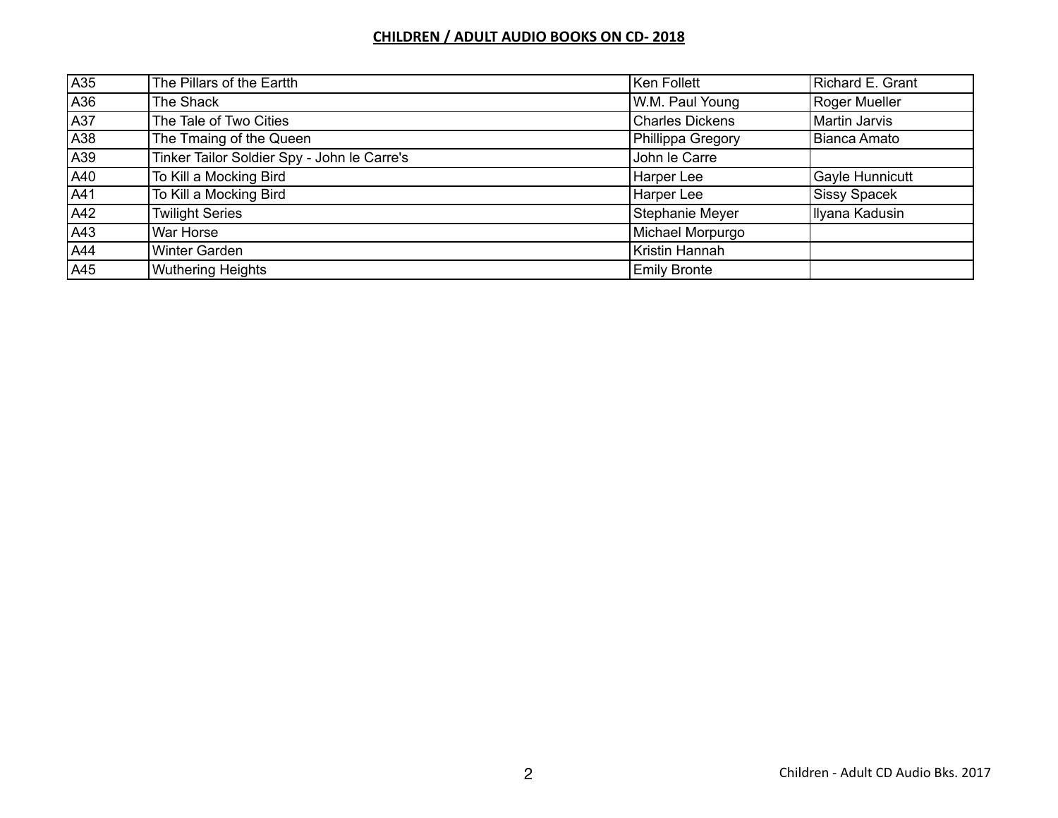## CHILDREN / ADULT AUDIO BOOKS ON CD- 2018

| | | | |
|---|---|---|---|
| A35 | The Pillars of the Eartth | Ken Follett | Richard E. Grant |
| A36 | The Shack | W.M. Paul Young | Roger Mueller |
| A37 | The Tale of Two Cities | Charles Dickens | Martin Jarvis |
| A38 | The Tmaing of the Queen | Phillippa Gregory | Bianca Amato |
| A39 | Tinker Tailor Soldier Spy - John le Carre's | John le Carre | |
| A40 | To Kill a Mocking Bird | Harper Lee | Gayle Hunnicutt |
| A41 | To Kill a Mocking Bird | Harper Lee | Sissy Spacek |
| A42 | Twilight Series | Stephanie Meyer | Ilyana Kadusin |
| A43 | War Horse | Michael Morpurgo | |
| A44 | Winter Garden | Kristin Hannah | |
| A45 | Wuthering Heights | Emily Bronte | |